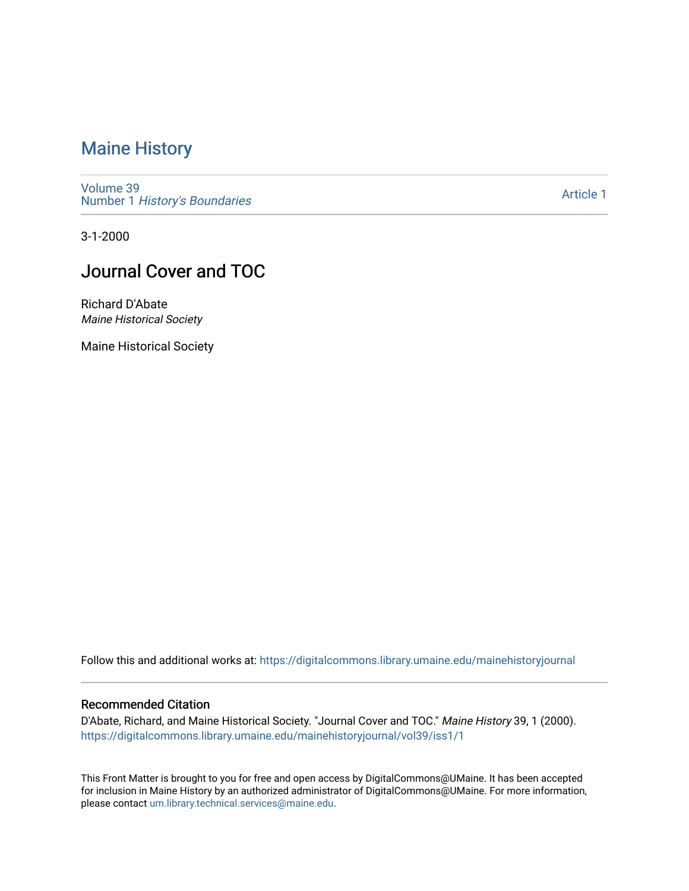# Maine History

Volume 39
Number 1 *History's Boundaries*

Article 1

3-1-2000

## Journal Cover and TOC

Richard D'Abate
*Maine Historical Society*

Maine Historical Society

Follow this and additional works at: https://digitalcommons.library.umaine.edu/mainehistoryjournal

### Recommended Citation

D'Abate, Richard, and Maine Historical Society. "Journal Cover and TOC." *Maine History* 39, 1 (2000).
https://digitalcommons.library.umaine.edu/mainehistoryjournal/vol39/iss1/1

This Front Matter is brought to you for free and open access by DigitalCommons@UMaine. It has been accepted for inclusion in Maine History by an authorized administrator of DigitalCommons@UMaine. For more information, please contact um.library.technical.services@maine.edu.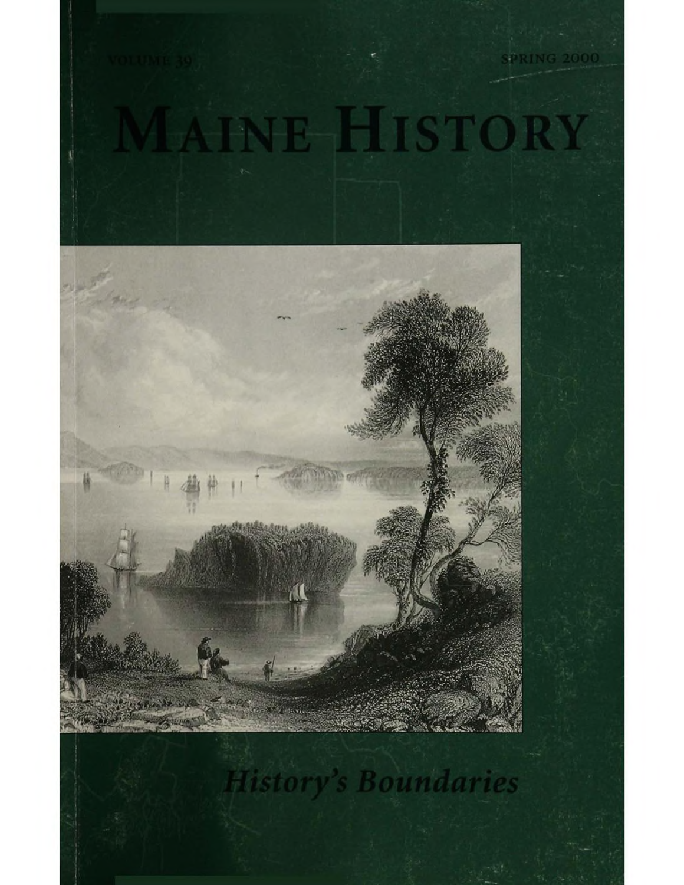VOLUME 39 SPRING 2000

# MAINE HISTORY

*History's Boundaries*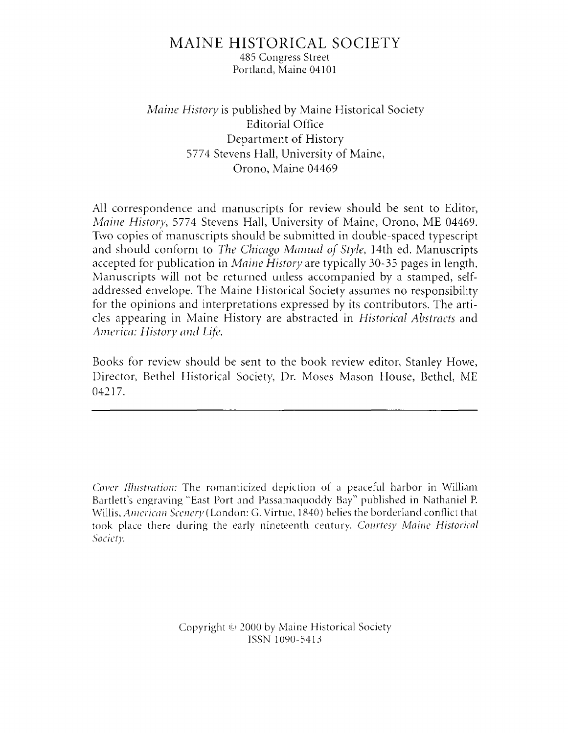# MAINE HISTORICAL SOCIETY

485 Congress Street
Portland, Maine 04101

*Maine History* is published by Maine Historical Society
Editorial Office
Department of History
5774 Stevens Hall, University of Maine,
Orono, Maine 04469

All correspondence and manuscripts for review should be sent to Editor, *Maine History*, 5774 Stevens Hall, University of Maine, Orono, ME 04469. Two copies of manuscripts should be submitted in double-spaced typescript and should conform to *The Chicago Manual of Style*, 14th ed. Manuscripts accepted for publication in *Maine History* are typically 30-35 pages in length. Manuscripts will not be returned unless accompanied by a stamped, self-addressed envelope. The Maine Historical Society assumes no responsibility for the opinions and interpretations expressed by its contributors. The articles appearing in Maine History are abstracted in *Historical Abstracts* and *America: History and Life*.

Books for review should be sent to the book review editor, Stanley Howe, Director, Bethel Historical Society, Dr. Moses Mason House, Bethel, ME 04217.

---

*Cover Illustration:* The romanticized depiction of a peaceful harbor in William Bartlett's engraving "East Port and Passamaquoddy Bay" published in Nathaniel P. Willis, *American Scenery* (London: G. Virtue, 1840) belies the borderland conflict that took place there during the early nineteenth century. *Courtesy Maine Historical Society.*

Copyright © 2000 by Maine Historical Society
ISSN 1090-5413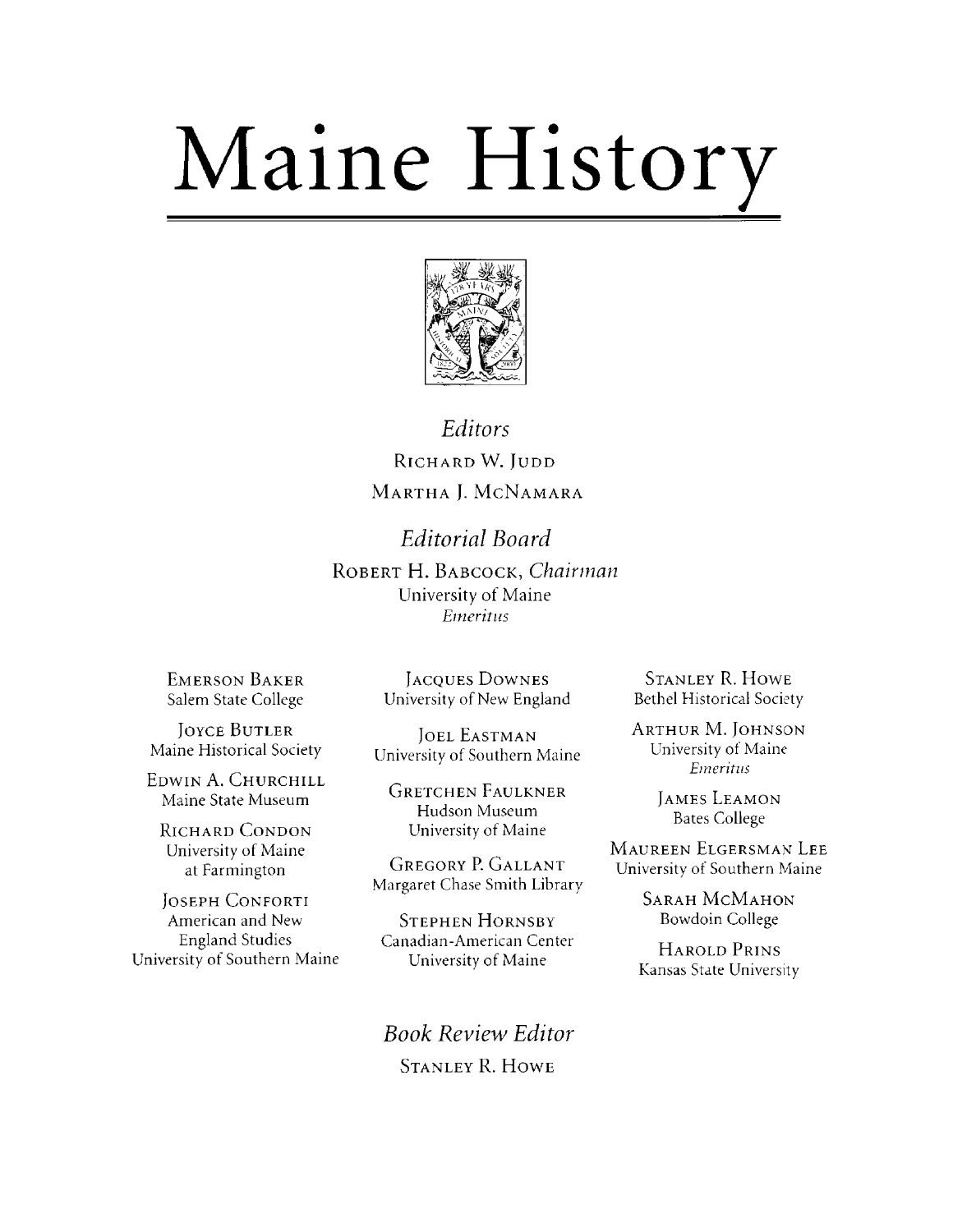# Maine History

*Editors*

Richard W. Judd

Martha J. McNamara

*Editorial Board*

Robert H. Babcock, *Chairman*
University of Maine
*Emeritus*

Emerson Baker
Salem State College

Joyce Butler
Maine Historical Society

Edwin A. Churchill
Maine State Museum

Richard Condon
University of Maine
at Farmington

Joseph Conforti
American and New
England Studies
University of Southern Maine

Jacques Downes
University of New England

Joel Eastman
University of Southern Maine

Gretchen Faulkner
Hudson Museum
University of Maine

Gregory P. Gallant
Margaret Chase Smith Library

Stephen Hornsby
Canadian-American Center
University of Maine

Stanley R. Howe
Bethel Historical Society

Arthur M. Johnson
University of Maine
*Emeritus*

James Leamon
Bates College

Maureen Elgersman Lee
University of Southern Maine

Sarah McMahon
Bowdoin College

Harold Prins
Kansas State University

*Book Review Editor*

Stanley R. Howe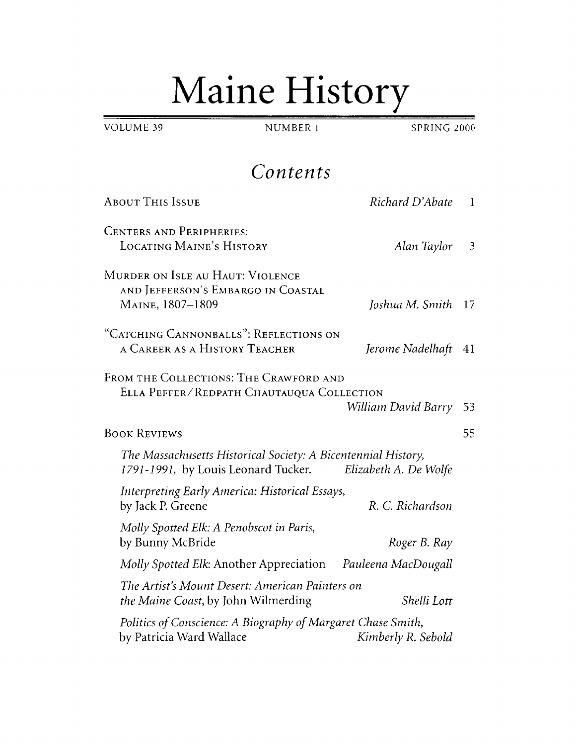# Maine History

VOLUME 39 NUMBER 1 SPRING 2000

## *Contents*

| | | |
|---|---|---|
| About This Issue | *Richard D'Abate* | 1 |
| Centers and Peripheries: Locating Maine's History | *Alan Taylor* | 3 |
| Murder on Isle au Haut: Violence and Jefferson's Embargo in Coastal Maine, 1807–1809 | *Joshua M. Smith* | 17 |
| "Catching Cannonballs": Reflections on a Career as a History Teacher | *Jerome Nadelhaft* | 41 |
| From the Collections: The Crawford and Ella Peffer/Redpath Chautauqua Collection | *William David Barry* | 53 |
| Book Reviews | | 55 |
| *The Massachusetts Historical Society: A Bicentennial History, 1791-1991,* by Louis Leonard Tucker. | *Elizabeth A. De Wolfe* | |
| *Interpreting Early America: Historical Essays,* by Jack P. Greene | *R. C. Richardson* | |
| *Molly Spotted Elk: A Penobscot in Paris,* by Bunny McBride | *Roger B. Ray* | |
| *Molly Spotted Elk*: Another Appreciation | *Pauleena MacDougall* | |
| *The Artist's Mount Desert: American Painters on the Maine Coast,* by John Wilmerding | *Shelli Lott* | |
| *Politics of Conscience: A Biography of Margaret Chase Smith,* by Patricia Ward Wallace | *Kimberly R. Sebold* | |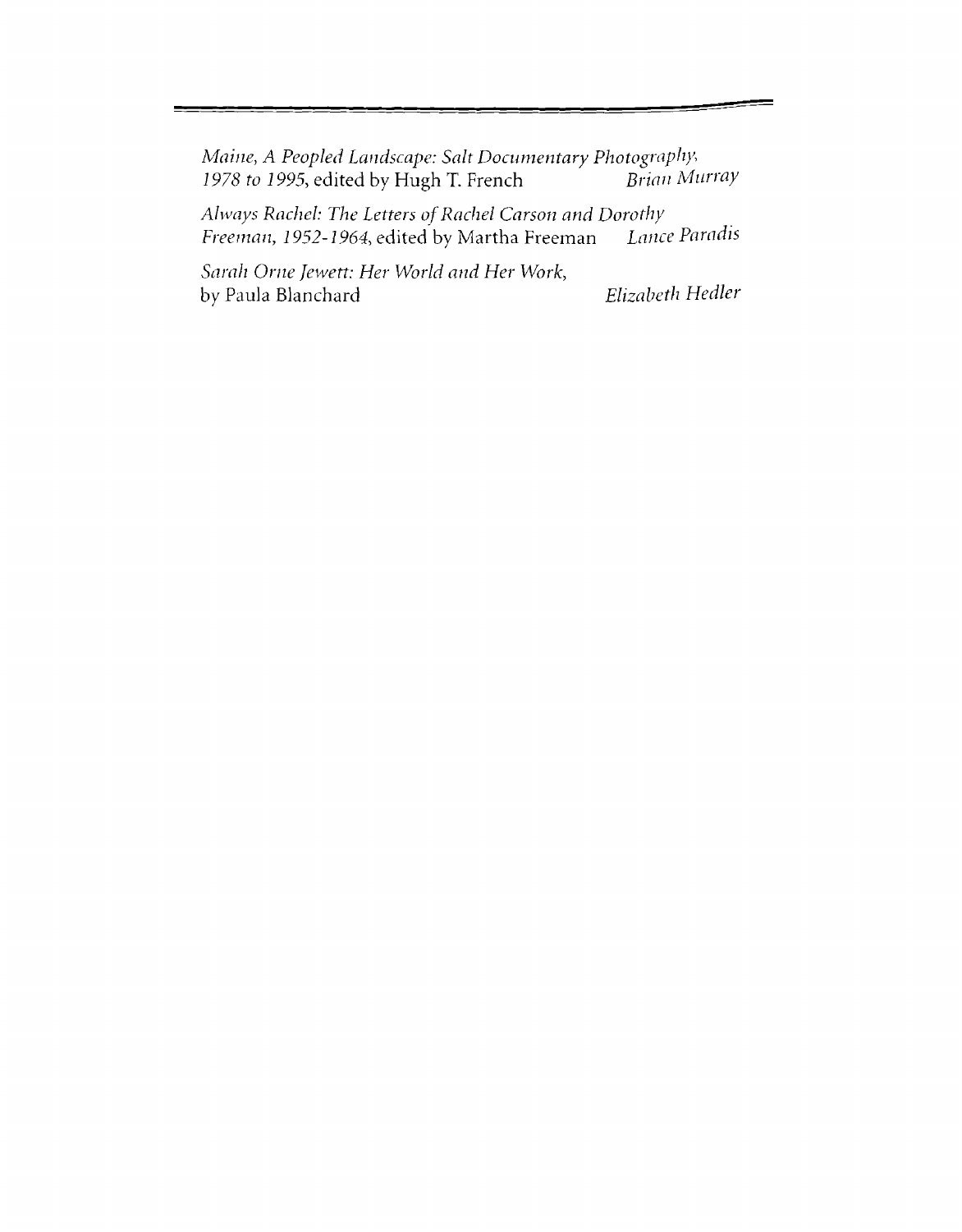*Maine, A Peopled Landscape: Salt Documentary Photography, 1978 to 1995*, edited by Hugh T. French — *Brian Murray*

*Always Rachel: The Letters of Rachel Carson and Dorothy Freeman, 1952-1964*, edited by Martha Freeman — *Lance Paradis*

*Sarah Orne Jewett: Her World and Her Work*, by Paula Blanchard — *Elizabeth Hedler*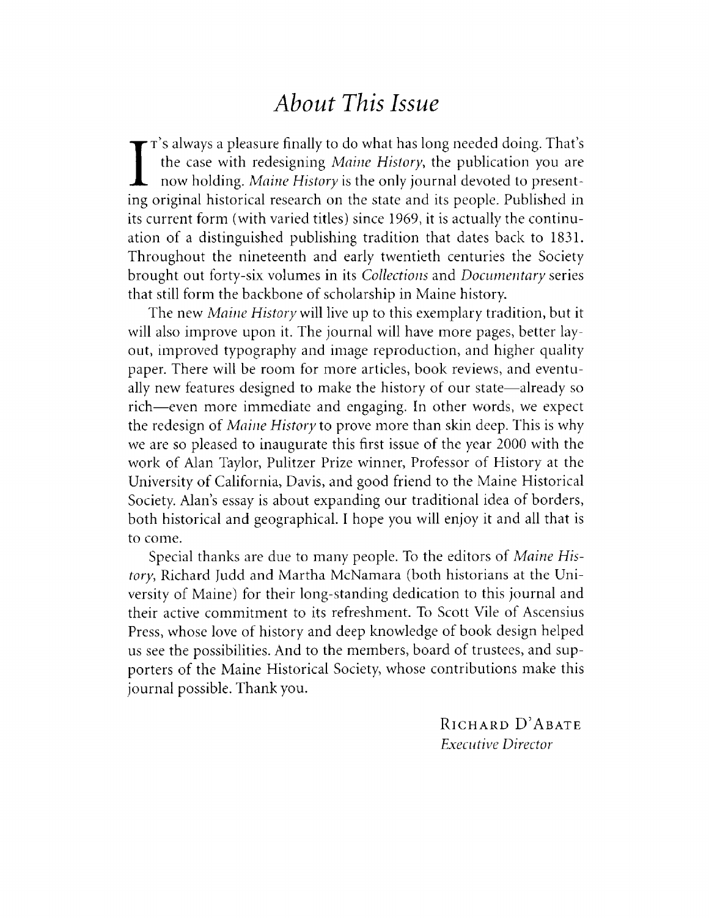# *About This Issue*

It's always a pleasure finally to do what has long needed doing. That's the case with redesigning *Maine History*, the publication you are now holding. *Maine History* is the only journal devoted to presenting original historical research on the state and its people. Published in its current form (with varied titles) since 1969, it is actually the continuation of a distinguished publishing tradition that dates back to 1831. Throughout the nineteenth and early twentieth centuries the Society brought out forty-six volumes in its *Collections* and *Documentary* series that still form the backbone of scholarship in Maine history.

The new *Maine History* will live up to this exemplary tradition, but it will also improve upon it. The journal will have more pages, better layout, improved typography and image reproduction, and higher quality paper. There will be room for more articles, book reviews, and eventually new features designed to make the history of our state—already so rich—even more immediate and engaging. In other words, we expect the redesign of *Maine History* to prove more than skin deep. This is why we are so pleased to inaugurate this first issue of the year 2000 with the work of Alan Taylor, Pulitzer Prize winner, Professor of History at the University of California, Davis, and good friend to the Maine Historical Society. Alan's essay is about expanding our traditional idea of borders, both historical and geographical. I hope you will enjoy it and all that is to come.

Special thanks are due to many people. To the editors of *Maine History*, Richard Judd and Martha McNamara (both historians at the University of Maine) for their long-standing dedication to this journal and their active commitment to its refreshment. To Scott Vile of Ascensius Press, whose love of history and deep knowledge of book design helped us see the possibilities. And to the members, board of trustees, and supporters of the Maine Historical Society, whose contributions make this journal possible. Thank you.

RICHARD D'ABATE
*Executive Director*